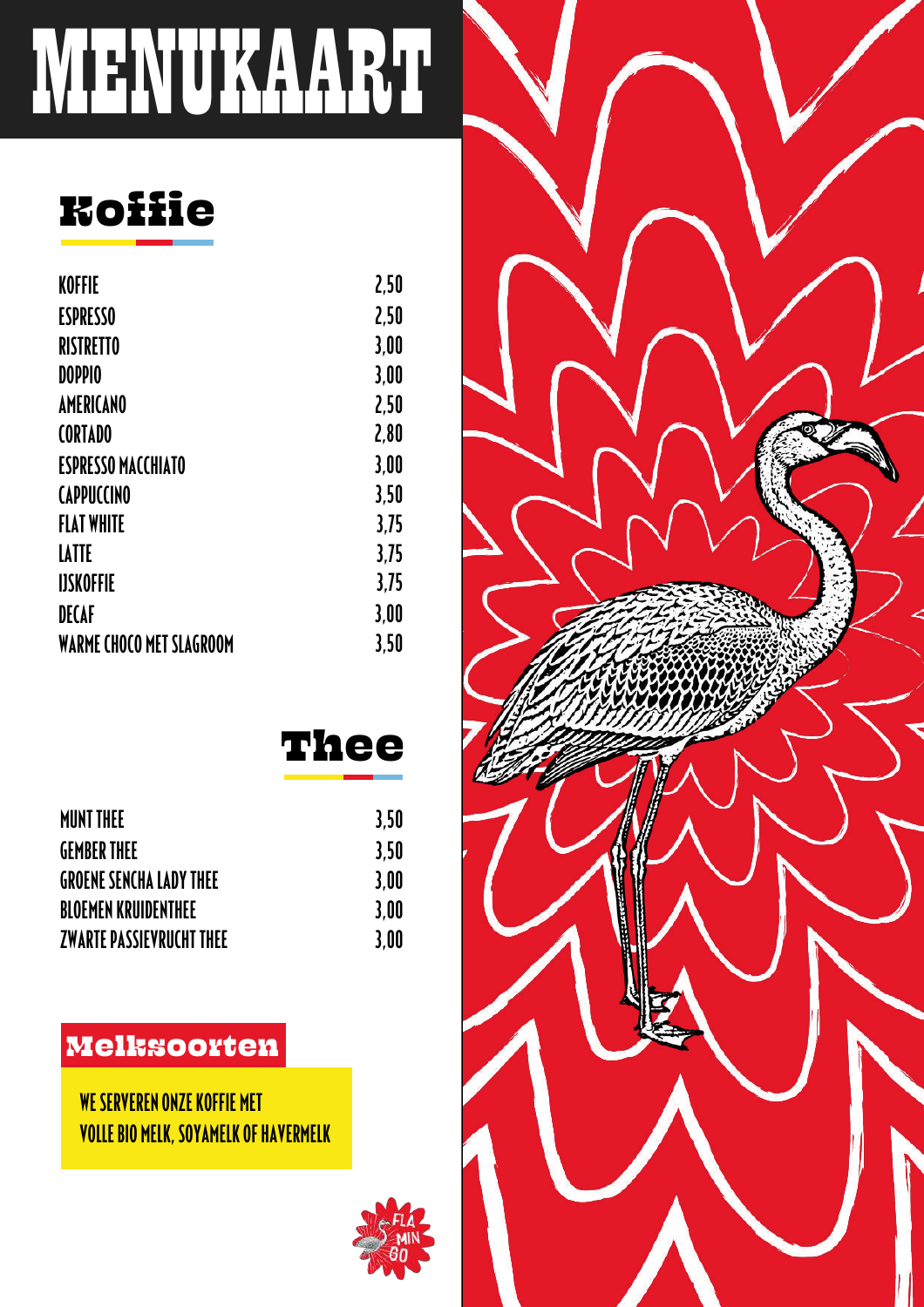# MENUKAART

## Koffie

| | |
|---|---|
| KOFFIE | 2,50 |
| ESPRESSO | 2,50 |
| RISTRETTO | 3,00 |
| DOPPIO | 3,00 |
| AMERICANO | 2,50 |
| CORTADO | 2,80 |
| ESPRESSO MACCHIATO | 3,00 |
| CAPPUCCINO | 3,50 |
| FLAT WHITE | 3,75 |
| LATTE | 3,75 |
| IJSKOFFIE | 3,75 |
| DECAF | 3,00 |
| WARME CHOCO MET SLAGROOM | 3,50 |

## Thee

| | |
|---|---|
| MUNT THEE | 3,50 |
| GEMBER THEE | 3,50 |
| GROENE SENCHA LADY THEE | 3,00 |
| BLOEMEN KRUIDENTHEE | 3,00 |
| ZWARTE PASSIEVRUCHT THEE | 3,00 |

## Melksoorten

WE SERVEREN ONZE KOFFIE MET
VOLLE BIO MELK, SOYAMELK OF HAVERMELK

FLA MIN GO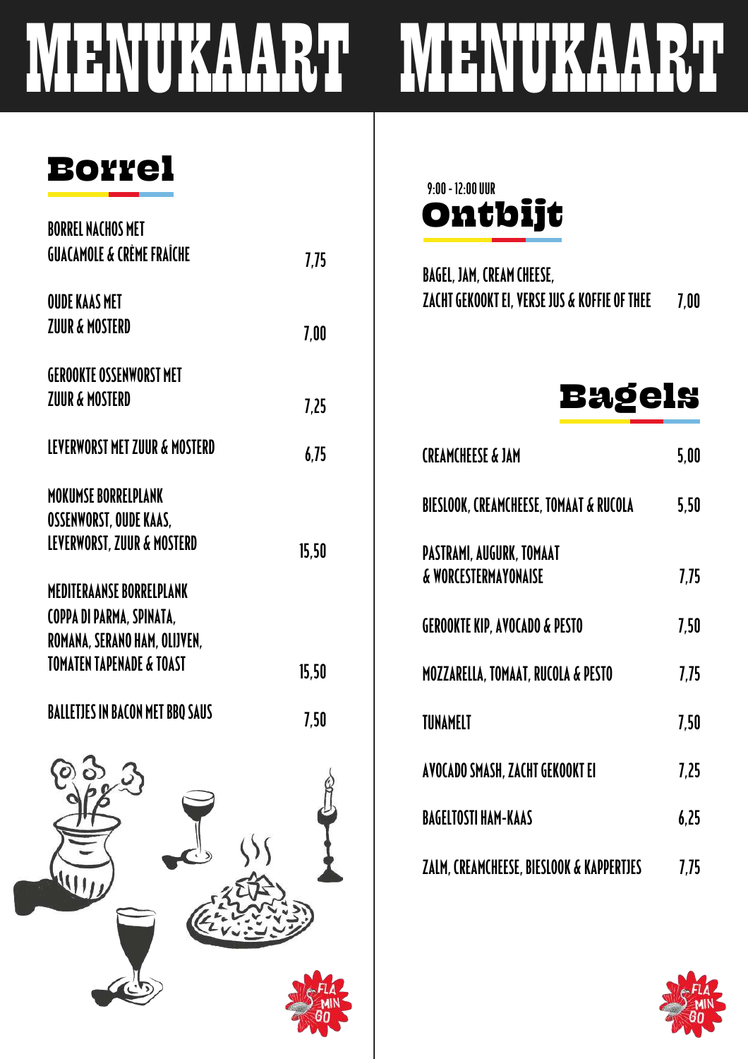# MENUKAART MENUKAART

## Borrel

| | |
|---|---|
| BORREL NACHOS MET GUACAMOLE & CRÈME FRAÎCHE | 7,75 |
| OUDE KAAS MET ZUUR & MOSTERD | 7,00 |
| GEROOKTE OSSENWORST MET ZUUR & MOSTERD | 7,25 |
| LEVERWORST MET ZUUR & MOSTERD | 6,75 |
| MOKUMSE BORRELPLANK OSSENWORST, OUDE KAAS, LEVERWORST, ZUUR & MOSTERD | 15,50 |
| MEDITERAANSE BORRELPLANK COPPA DI PARMA, SPINATA, ROMANA, SERANO HAM, OLIJVEN, TOMATEN TAPENADE & TOAST | 15,50 |
| BALLETJES IN BACON MET BBQ SAUS | 7,50 |

9:00 - 12:00 UUR

## Ontbijt

| | |
|---|---|
| BAGEL, JAM, CREAM CHEESE, ZACHT GEKOOKT EI, VERSE JUS & KOFFIE OF THEE | 7,00 |

## Bagels

| | |
|---|---|
| CREAMCHEESE & JAM | 5,00 |
| BIESLOOK, CREAMCHEESE, TOMAAT & RUCOLA | 5,50 |
| PASTRAMI, AUGURK, TOMAAT & WORCESTERMAYONAISE | 7,75 |
| GEROOKTE KIP, AVOCADO & PESTO | 7,50 |
| MOZZARELLA, TOMAAT, RUCOLA & PESTO | 7,75 |
| TUNAMELT | 7,50 |
| AVOCADO SMASH, ZACHT GEKOOKT EI | 7,25 |
| BAGELTOSTI HAM-KAAS | 6,25 |
| ZALM, CREAMCHEESE, BIESLOOK & KAPPERTJES | 7,75 |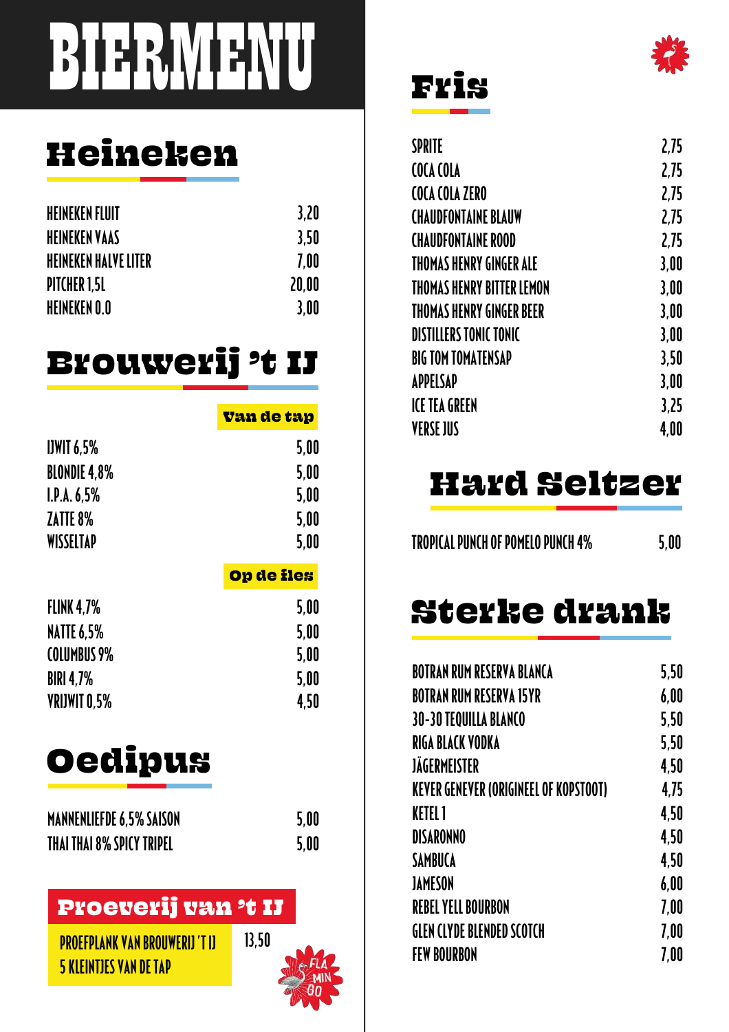# BIERMENU

## Heineken

| | |
|---|---|
| HEINEKEN FLUIT | 3,20 |
| HEINEKEN VAAS | 3,50 |
| HEINEKEN HALVE LITER | 7,00 |
| PITCHER 1,5L | 20,00 |
| HEINEKEN 0.0 | 3,00 |

## Brouwerij 't IJ

| | Van de tap |
|---|---|
| IJWIT 6,5% | 5,00 |
| BLONDIE 4,8% | 5,00 |
| I.P.A. 6,5% | 5,00 |
| ZATTE 8% | 5,00 |
| WISSELTAP | 5,00 |

| | Op de fles |
|---|---|
| FLINK 4,7% | 5,00 |
| NATTE 6,5% | 5,00 |
| COLUMBUS 9% | 5,00 |
| BIRI 4,7% | 5,00 |
| VRIJWIT 0,5% | 4,50 |

## Oedipus

| | |
|---|---|
| MANNENLIEFDE 6,5% SAISON | 5,00 |
| THAI THAI 8% SPICY TRIPEL | 5,00 |

## Proeverij van 't IJ

| | |
|---|---|
| PROEFPLANK VAN BROUWERIJ 'T IJ<br>5 KLEINTJES VAN DE TAP | 13,50 |

FLA MIN GO

## Fris

| | |
|---|---|
| SPRITE | 2,75 |
| COCA COLA | 2,75 |
| COCA COLA ZERO | 2,75 |
| CHAUDFONTAINE BLAUW | 2,75 |
| CHAUDFONTAINE ROOD | 2,75 |
| THOMAS HENRY GINGER ALE | 3,00 |
| THOMAS HENRY BITTER LEMON | 3,00 |
| THOMAS HENRY GINGER BEER | 3,00 |
| DISTILLERS TONIC TONIC | 3,00 |
| BIG TOM TOMATENSAP | 3,50 |
| APPELSAP | 3,00 |
| ICE TEA GREEN | 3,25 |
| VERSE JUS | 4,00 |

## Hard Seltzer

| | |
|---|---|
| TROPICAL PUNCH OF POMELO PUNCH 4% | 5,00 |

## Sterke drank

| | |
|---|---|
| BOTRAN RUM RESERVA BLANCA | 5,50 |
| BOTRAN RUM RESERVA 15YR | 6,00 |
| 30-30 TEQUILLA BLANCO | 5,50 |
| RIGA BLACK VODKA | 5,50 |
| JÄGERMEISTER | 4,50 |
| KEVER GENEVER (ORIGINEEL OF KOPSTOOT) | 4,75 |
| KETEL 1 | 4,50 |
| DISARONNO | 4,50 |
| SAMBUCA | 4,50 |
| JAMESON | 6,00 |
| REBEL YELL BOURBON | 7,00 |
| GLEN CLYDE BLENDED SCOTCH | 7,00 |
| FEW BOURBON | 7,00 |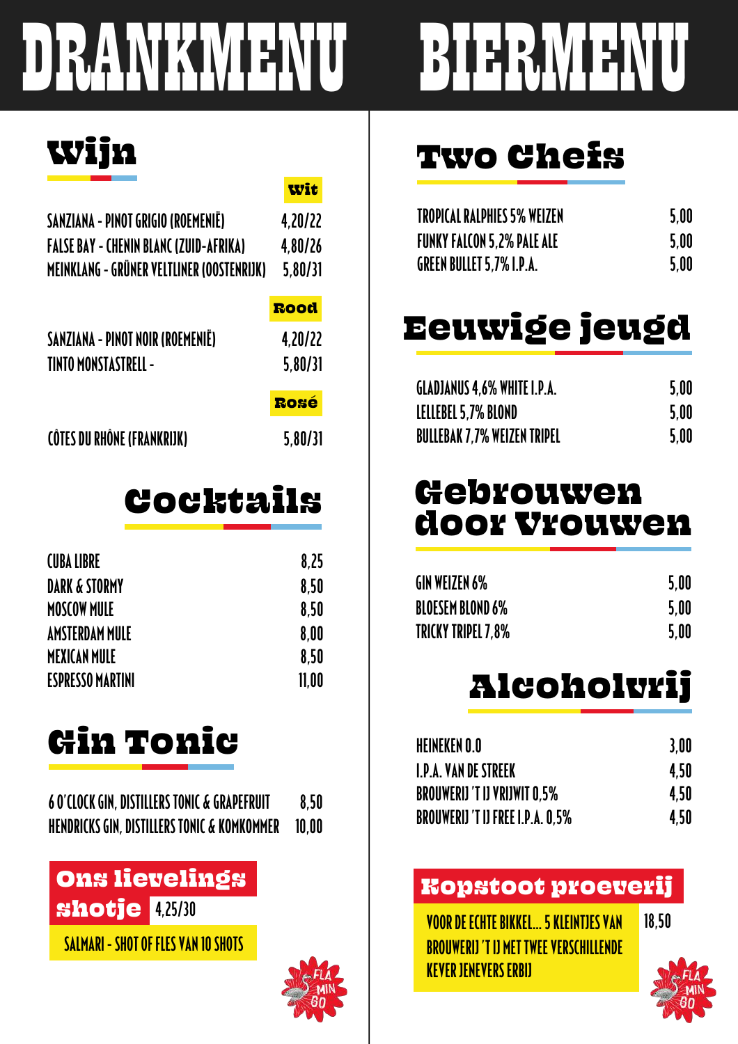# DRANKMENU

## Wijn

### Wit

| | |
|---|---|
| SANZIANA - PINOT GRIGIO (ROEMENIË) | 4,20/22 |
| FALSE BAY - CHENIN BLANC (ZUID-AFRIKA) | 4,80/26 |
| MEINKLANG - GRÜNER VELTLINER (OOSTENRIJK) | 5,80/31 |

### Rood

| | |
|---|---|
| SANZIANA - PINOT NOIR (ROEMENIË) | 4,20/22 |
| TINTO MONSTASTRELL - | 5,80/31 |

### Rosé

| | |
|---|---|
| CÔTES DU RHÔNE (FRANKRIJK) | 5,80/31 |

## Cocktails

| | |
|---|---|
| CUBA LIBRE | 8,25 |
| DARK & STORMY | 8,50 |
| MOSCOW MULE | 8,50 |
| AMSTERDAM MULE | 8,00 |
| MEXICAN MULE | 8,50 |
| ESPRESSO MARTINI | 11,00 |

## Gin Tonic

| | |
|---|---|
| 6 O'CLOCK GIN, DISTILLERS TONIC & GRAPEFRUIT | 8,50 |
| HENDRICKS GIN, DISTILLERS TONIC & KOMKOMMER | 10,00 |

## Ons lievelings shotje

4,25/30

SALMARI - SHOT OF FLES VAN 10 SHOTS

FLA MIN GO

# BIERMENU

## Two Chefs

| | |
|---|---|
| TROPICAL RALPHIES 5% WEIZEN | 5,00 |
| FUNKY FALCON 5,2% PALE ALE | 5,00 |
| GREEN BULLET 5,7% I.P.A. | 5,00 |

## Eeuwige jeugd

| | |
|---|---|
| GLADJANUS 4,6% WHITE I.P.A. | 5,00 |
| LELLEBEL 5,7% BLOND | 5,00 |
| BULLEBAK 7,7% WEIZEN TRIPEL | 5,00 |

## Gebrouwen door Vrouwen

| | |
|---|---|
| GIN WEIZEN 6% | 5,00 |
| BLOESEM BLOND 6% | 5,00 |
| TRICKY TRIPEL 7,8% | 5,00 |

## Alcoholvrij

| | |
|---|---|
| HEINEKEN 0.0 | 3,00 |
| I.P.A. VAN DE STREEK | 4,50 |
| BROUWERIJ 'T IJ VRIJWIT 0,5% | 4,50 |
| BROUWERIJ 'T IJ FREE I.P.A. 0,5% | 4,50 |

## Kopstoot proeverij

VOOR DE ECHTE BIKKEL... 5 KLEINTJES VAN BROUWERIJ 'T IJ MET TWEE VERSCHILLENDE KEVER JENEVERS ERBIJ — 18,50

FLA MIN GO